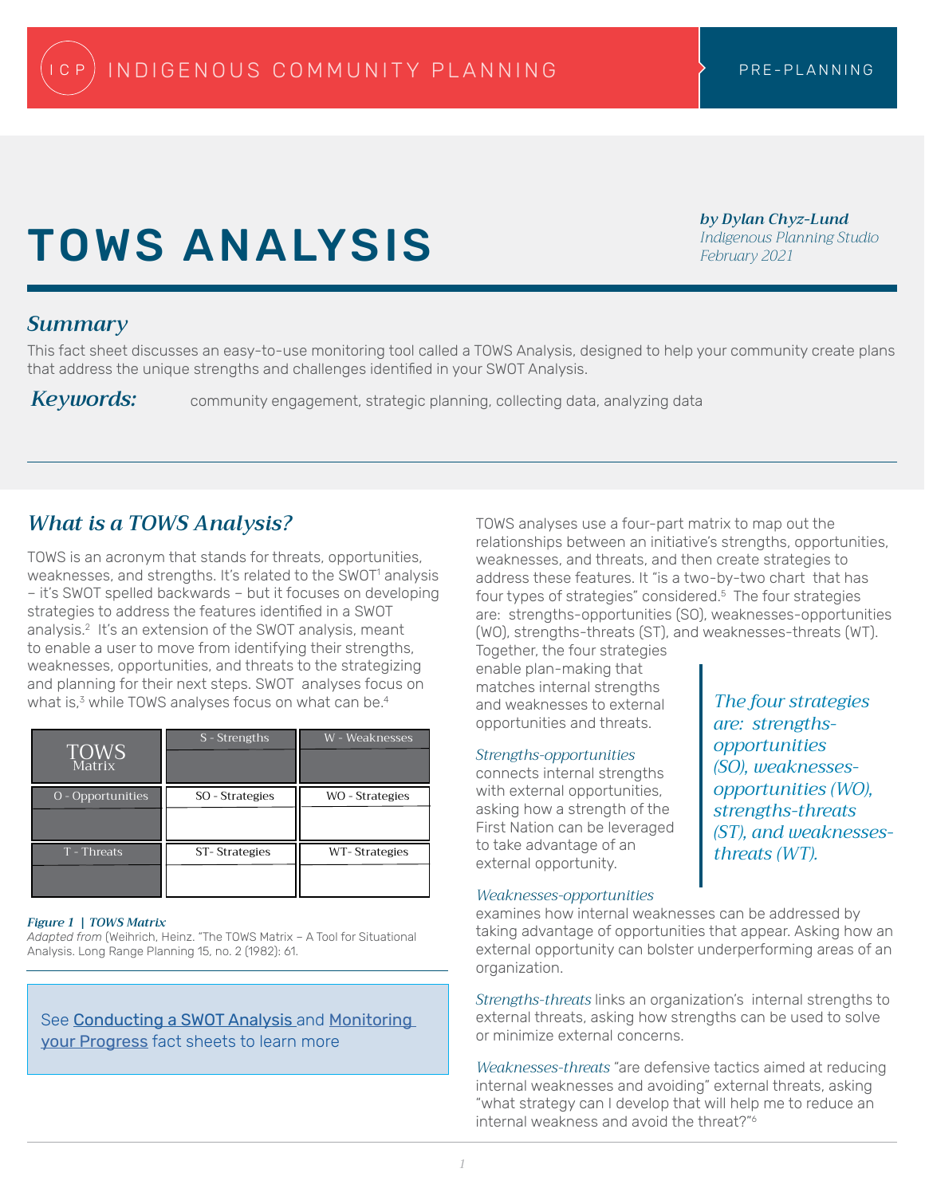ICP INDIGENOUS COMMUNITY PLANNING | PRE-PLANNING

# TOWS ANALYSIS

***by Dylan Chyz-Lund***
*Indigenous Planning Studio*
*February 2021*

## *Summary*

This fact sheet discusses an easy-to-use monitoring tool called a TOWS Analysis, designed to help your community create plans that address the unique strengths and challenges identified in your SWOT Analysis.

***Keywords:*** community engagement, strategic planning, collecting data, analyzing data

## *What is a TOWS Analysis?*

TOWS is an acronym that stands for threats, opportunities, weaknesses, and strengths. It's related to the SWOT[1] analysis – it's SWOT spelled backwards – but it focuses on developing strategies to address the features identified in a SWOT analysis.[2] It's an extension of the SWOT analysis, meant to enable a user to move from identifying their strengths, weaknesses, opportunities, and threats to the strategizing and planning for their next steps. SWOT analyses focus on what is,[3] while TOWS analyses focus on what can be.[4]

| TOWS Matrix | S - Strengths | W - Weaknesses |
|---|---|---|
| O - Opportunities | SO - Strategies | WO - Strategies |
| T - Threats | ST- Strategies | WT- Strategies |

***Figure 1 | TOWS Matrix***
*Adapted from* (Weihrich, Heinz. "The TOWS Matrix – A Tool for Situational Analysis. Long Range Planning 15, no. 2 (1982): 61.

See Conducting a SWOT Analysis and Monitoring your Progress fact sheets to learn more

TOWS analyses use a four-part matrix to map out the relationships between an initiative's strengths, opportunities, weaknesses, and threats, and then create strategies to address these features. It "is a two-by-two chart that has four types of strategies" considered.[5] The four strategies are: strengths-opportunities (SO), weaknesses-opportunities (WO), strengths-threats (ST), and weaknesses-threats (WT). Together, the four strategies enable plan-making that matches internal strengths and weaknesses to external opportunities and threats.

*The four strategies are: strengths-opportunities (SO), weaknesses-opportunities (WO), strengths-threats (ST), and weaknesses-threats (WT).*

*Strengths-opportunities* connects internal strengths with external opportunities, asking how a strength of the First Nation can be leveraged to take advantage of an external opportunity.

*Weaknesses-opportunities* examines how internal weaknesses can be addressed by taking advantage of opportunities that appear. Asking how an external opportunity can bolster underperforming areas of an organization.

*Strengths-threats* links an organization's internal strengths to external threats, asking how strengths can be used to solve or minimize external concerns.

*Weaknesses-threats* "are defensive tactics aimed at reducing internal weaknesses and avoiding" external threats, asking "what strategy can I develop that will help me to reduce an internal weakness and avoid the threat?"[6]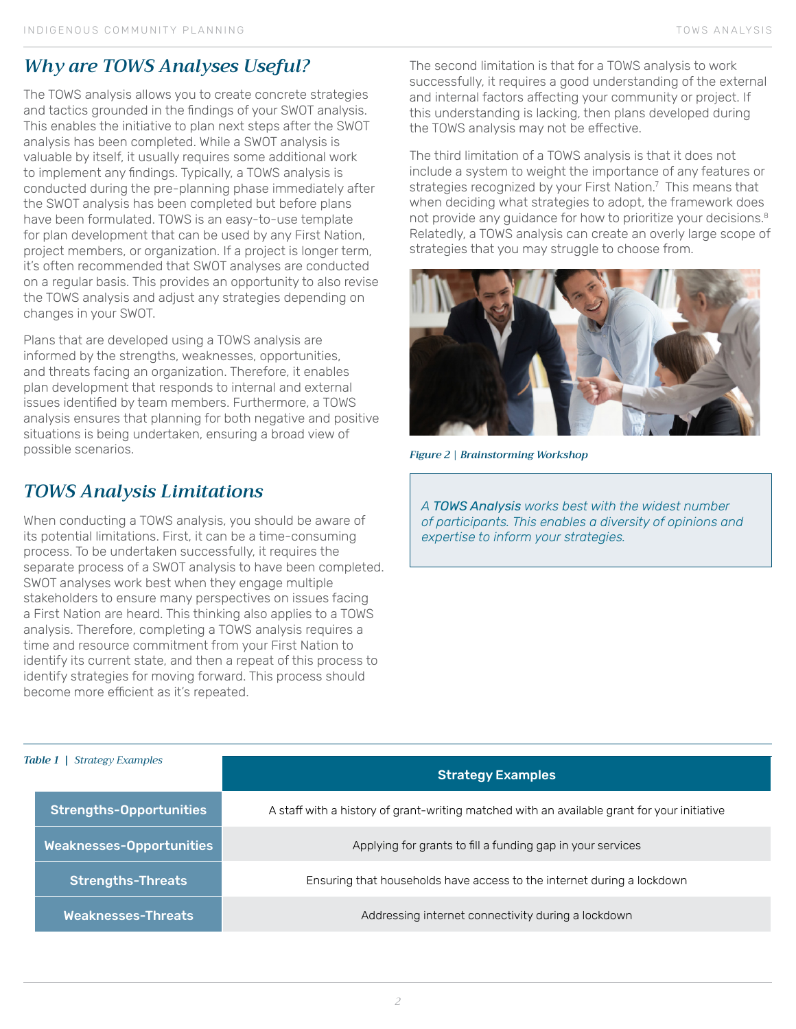## Why are TOWS Analyses Useful?

The TOWS analysis allows you to create concrete strategies and tactics grounded in the findings of your SWOT analysis. This enables the initiative to plan next steps after the SWOT analysis has been completed. While a SWOT analysis is valuable by itself, it usually requires some additional work to implement any findings. Typically, a TOWS analysis is conducted during the pre-planning phase immediately after the SWOT analysis has been completed but before plans have been formulated. TOWS is an easy-to-use template for plan development that can be used by any First Nation, project members, or organization. If a project is longer term, it's often recommended that SWOT analyses are conducted on a regular basis. This provides an opportunity to also revise the TOWS analysis and adjust any strategies depending on changes in your SWOT.

Plans that are developed using a TOWS analysis are informed by the strengths, weaknesses, opportunities, and threats facing an organization. Therefore, it enables plan development that responds to internal and external issues identified by team members. Furthermore, a TOWS analysis ensures that planning for both negative and positive situations is being undertaken, ensuring a broad view of possible scenarios.

## TOWS Analysis Limitations

When conducting a TOWS analysis, you should be aware of its potential limitations. First, it can be a time-consuming process. To be undertaken successfully, it requires the separate process of a SWOT analysis to have been completed. SWOT analyses work best when they engage multiple stakeholders to ensure many perspectives on issues facing a First Nation are heard. This thinking also applies to a TOWS analysis. Therefore, completing a TOWS analysis requires a time and resource commitment from your First Nation to identify its current state, and then a repeat of this process to identify strategies for moving forward. This process should become more efficient as it's repeated.

The second limitation is that for a TOWS analysis to work successfully, it requires a good understanding of the external and internal factors affecting your community or project. If this understanding is lacking, then plans developed during the TOWS analysis may not be effective.

The third limitation of a TOWS analysis is that it does not include a system to weight the importance of any features or strategies recognized by your First Nation.[7] This means that when deciding what strategies to adopt, the framework does not provide any guidance for how to prioritize your decisions.[8] Relatedly, a TOWS analysis can create an overly large scope of strategies that you may struggle to choose from.

*Figure 2 | Brainstorming Workshop*

> *A **TOWS Analysis** works best with the widest number of participants. This enables a diversity of opinions and expertise to inform your strategies.*

*Table 1 | Strategy Examples*

| | Strategy Examples |
|---|---|
| **Strengths-Opportunities** | A staff with a history of grant-writing matched with an available grant for your initiative |
| **Weaknesses-Opportunities** | Applying for grants to fill a funding gap in your services |
| **Strengths-Threats** | Ensuring that households have access to the internet during a lockdown |
| **Weaknesses-Threats** | Addressing internet connectivity during a lockdown |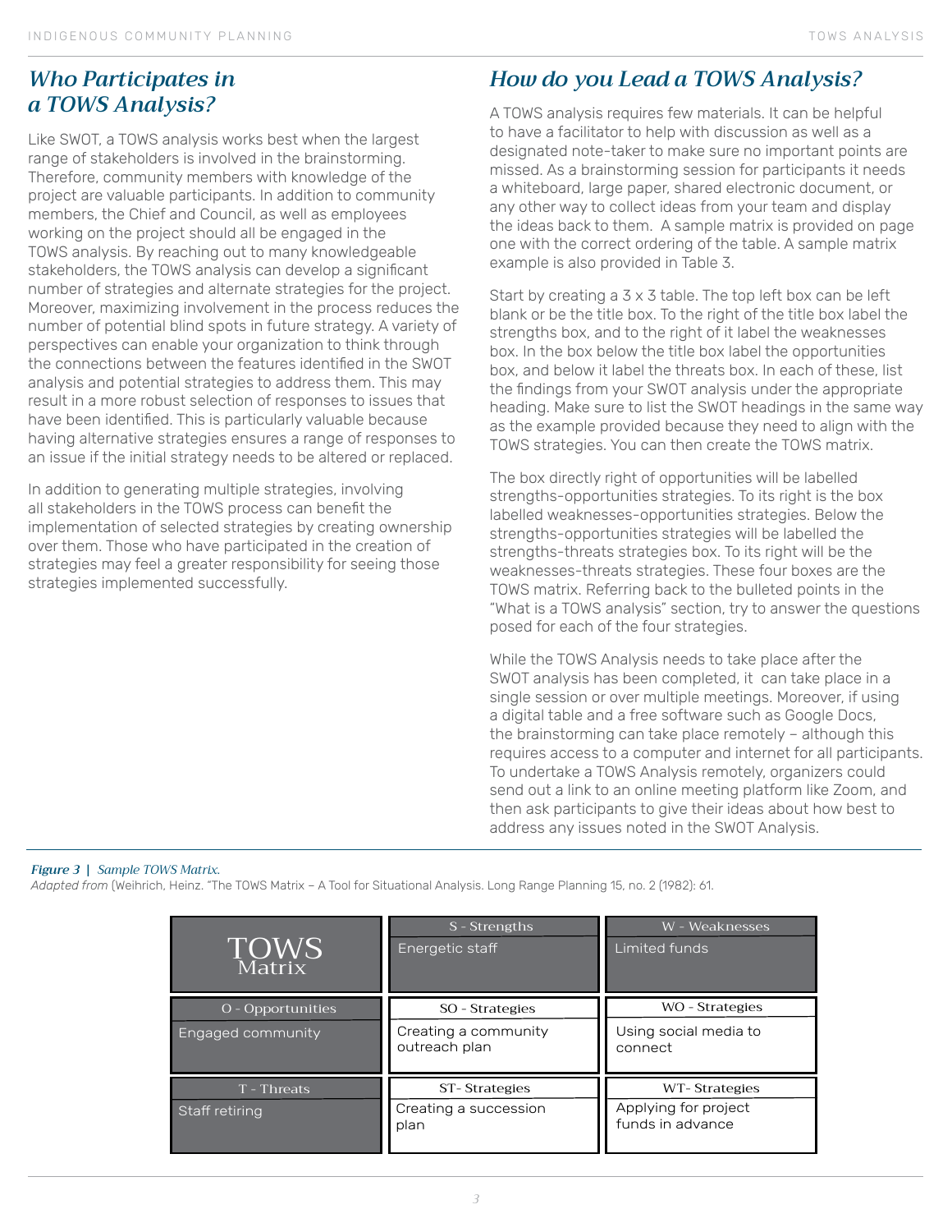## *Who Participates in a TOWS Analysis?*

Like SWOT, a TOWS analysis works best when the largest range of stakeholders is involved in the brainstorming. Therefore, community members with knowledge of the project are valuable participants. In addition to community members, the Chief and Council, as well as employees working on the project should all be engaged in the TOWS analysis. By reaching out to many knowledgeable stakeholders, the TOWS analysis can develop a significant number of strategies and alternate strategies for the project. Moreover, maximizing involvement in the process reduces the number of potential blind spots in future strategy. A variety of perspectives can enable your organization to think through the connections between the features identified in the SWOT analysis and potential strategies to address them. This may result in a more robust selection of responses to issues that have been identified. This is particularly valuable because having alternative strategies ensures a range of responses to an issue if the initial strategy needs to be altered or replaced.

In addition to generating multiple strategies, involving all stakeholders in the TOWS process can benefit the implementation of selected strategies by creating ownership over them. Those who have participated in the creation of strategies may feel a greater responsibility for seeing those strategies implemented successfully.

## *How do you Lead a TOWS Analysis?*

A TOWS analysis requires few materials. It can be helpful to have a facilitator to help with discussion as well as a designated note-taker to make sure no important points are missed. As a brainstorming session for participants it needs a whiteboard, large paper, shared electronic document, or any other way to collect ideas from your team and display the ideas back to them. A sample matrix is provided on page one with the correct ordering of the table. A sample matrix example is also provided in Table 3.

Start by creating a 3 x 3 table. The top left box can be left blank or be the title box. To the right of the title box label the strengths box, and to the right of it label the weaknesses box. In the box below the title box label the opportunities box, and below it label the threats box. In each of these, list the findings from your SWOT analysis under the appropriate heading. Make sure to list the SWOT headings in the same way as the example provided because they need to align with the TOWS strategies. You can then create the TOWS matrix.

The box directly right of opportunities will be labelled strengths-opportunities strategies. To its right is the box labelled weaknesses-opportunities strategies. Below the strengths-opportunities strategies will be labelled the strengths-threats strategies box. To its right will be the weaknesses-threats strategies. These four boxes are the TOWS matrix. Referring back to the bulleted points in the "What is a TOWS analysis" section, try to answer the questions posed for each of the four strategies.

While the TOWS Analysis needs to take place after the SWOT analysis has been completed, it can take place in a single session or over multiple meetings. Moreover, if using a digital table and a free software such as Google Docs, the brainstorming can take place remotely – although this requires access to a computer and internet for all participants. To undertake a TOWS Analysis remotely, organizers could send out a link to an online meeting platform like Zoom, and then ask participants to give their ideas about how best to address any issues noted in the SWOT Analysis.

***Figure 3 |*** *Sample TOWS Matrix.*
*Adapted from* (Weihrich, Heinz. "The TOWS Matrix – A Tool for Situational Analysis. Long Range Planning 15, no. 2 (1982): 61.

| TOWS Matrix | S - Strengths<br>Energetic staff | W - Weaknesses<br>Limited funds |
|---|---|---|
| O - Opportunities<br>Engaged community | SO - Strategies<br>Creating a community outreach plan | WO - Strategies<br>Using social media to connect |
| T - Threats<br>Staff retiring | ST- Strategies<br>Creating a succession plan | WT- Strategies<br>Applying for project funds in advance |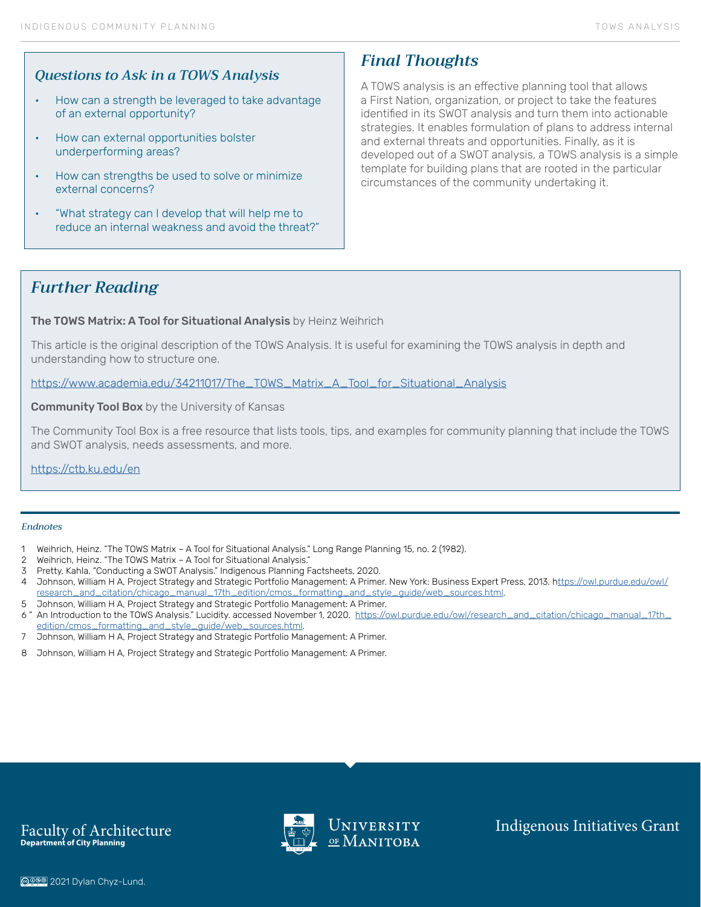### Questions to Ask in a TOWS Analysis

- How can a strength be leveraged to take advantage of an external opportunity?
- How can external opportunities bolster underperforming areas?
- How can strengths be used to solve or minimize external concerns?
- "What strategy can I develop that will help me to reduce an internal weakness and avoid the threat?"

## Final Thoughts

A TOWS analysis is an effective planning tool that allows a First Nation, organization, or project to take the features identified in its SWOT analysis and turn them into actionable strategies. It enables formulation of plans to address internal and external threats and opportunities. Finally, as it is developed out of a SWOT analysis, a TOWS analysis is a simple template for building plans that are rooted in the particular circumstances of the community undertaking it.

## Further Reading

**The TOWS Matrix: A Tool for Situational Analysis** by Heinz Weihrich

This article is the original description of the TOWS Analysis. It is useful for examining the TOWS analysis in depth and understanding how to structure one.

https://www.academia.edu/34211017/The_TOWS_Matrix_A_Tool_for_Situational_Analysis

**Community Tool Box** by the University of Kansas

The Community Tool Box is a free resource that lists tools, tips, and examples for community planning that include the TOWS and SWOT analysis, needs assessments, and more.

https://ctb.ku.edu/en

*Endnotes*

1 Weihrich, Heinz. "The TOWS Matrix – A Tool for Situational Analysis." Long Range Planning 15, no. 2 (1982).
2 Weihrich, Heinz. "The TOWS Matrix – A Tool for Situational Analysis."
3 Pretty, Kahla. "Conducting a SWOT Analysis." Indigenous Planning Factsheets, 2020.
4 Johnson, William H A, Project Strategy and Strategic Portfolio Management: A Primer. New York: Business Expert Press, 2013. https://owl.purdue.edu/owl/research_and_citation/chicago_manual_17th_edition/cmos_formatting_and_style_guide/web_sources.html.
5 Johnson, William H A, Project Strategy and Strategic Portfolio Management: A Primer.
6 " An Introduction to the TOWS Analysis." Lucidity. accessed November 1, 2020. https://owl.purdue.edu/owl/research_and_citation/chicago_manual_17th_edition/cmos_formatting_and_style_guide/web_sources.html.
7 Johnson, William H A, Project Strategy and Strategic Portfolio Management: A Primer.
8 Johnson, William H A, Project Strategy and Strategic Portfolio Management: A Primer.

Faculty of Architecture
**Department of City Planning**

University of Manitoba

Indigenous Initiatives Grant

2021 Dylan Chyz-Lund.